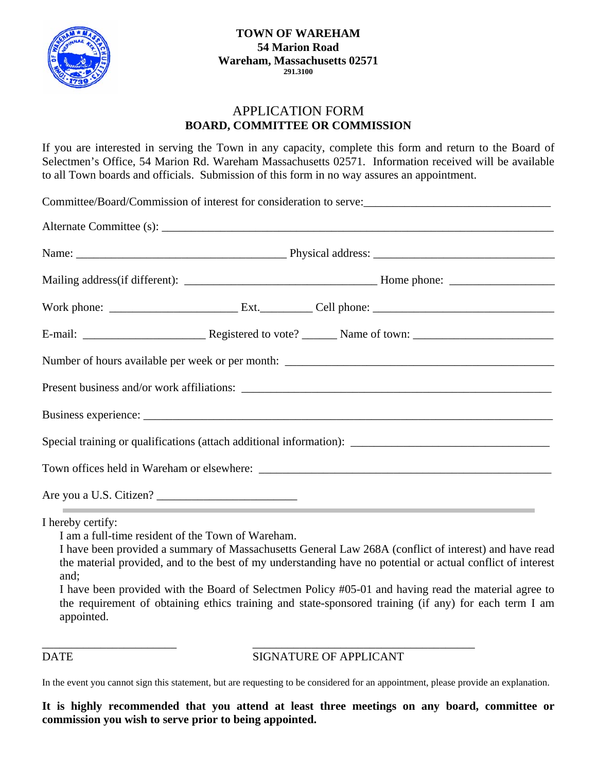**TOWN OF WAREHAM**
**54 Marion Road**
**Wareham, Massachusetts 02571**
**291.3100**

# APPLICATION FORM
## BOARD, COMMITTEE OR COMMISSION

If you are interested in serving the Town in any capacity, complete this form and return to the Board of Selectmen's Office, 54 Marion Rd. Wareham Massachusetts 02571. Information received will be available to all Town boards and officials. Submission of this form in no way assures an appointment.

Committee/Board/Commission of interest for consideration to serve:________________________________

Alternate Committee (s): ____________________________________________________________________

Name: ____________________________________ Physical address: ________________________________

Mailing address(if different): _________________________________ Home phone: __________________

Work phone: ______________________ Ext._________ Cell phone: ________________________________

E-mail: _____________________ Registered to vote? ______ Name of town: ________________________

Number of hours available per week or per month: ______________________________________________

Present business and/or work affiliations: ______________________________________________________

Business experience: _______________________________________________________________________

Special training or qualifications (attach additional information): ___________________________________

Town offices held in Wareham or elsewhere: ____________________________________________________

Are you a U.S. Citizen? ________________________

---

I hereby certify:

I am a full-time resident of the Town of Wareham.

I have been provided a summary of Massachusetts General Law 268A (conflict of interest) and have read the material provided, and to the best of my understanding have no potential or actual conflict of interest and;

I have been provided with the Board of Selectmen Policy #05-01 and having read the material agree to the requirement of obtaining ethics training and state-sponsored training (if any) for each term I am appointed.

________________________ ________________________________________

DATE SIGNATURE OF APPLICANT

In the event you cannot sign this statement, but are requesting to be considered for an appointment, please provide an explanation.

**It is highly recommended that you attend at least three meetings on any board, committee or commission you wish to serve prior to being appointed.**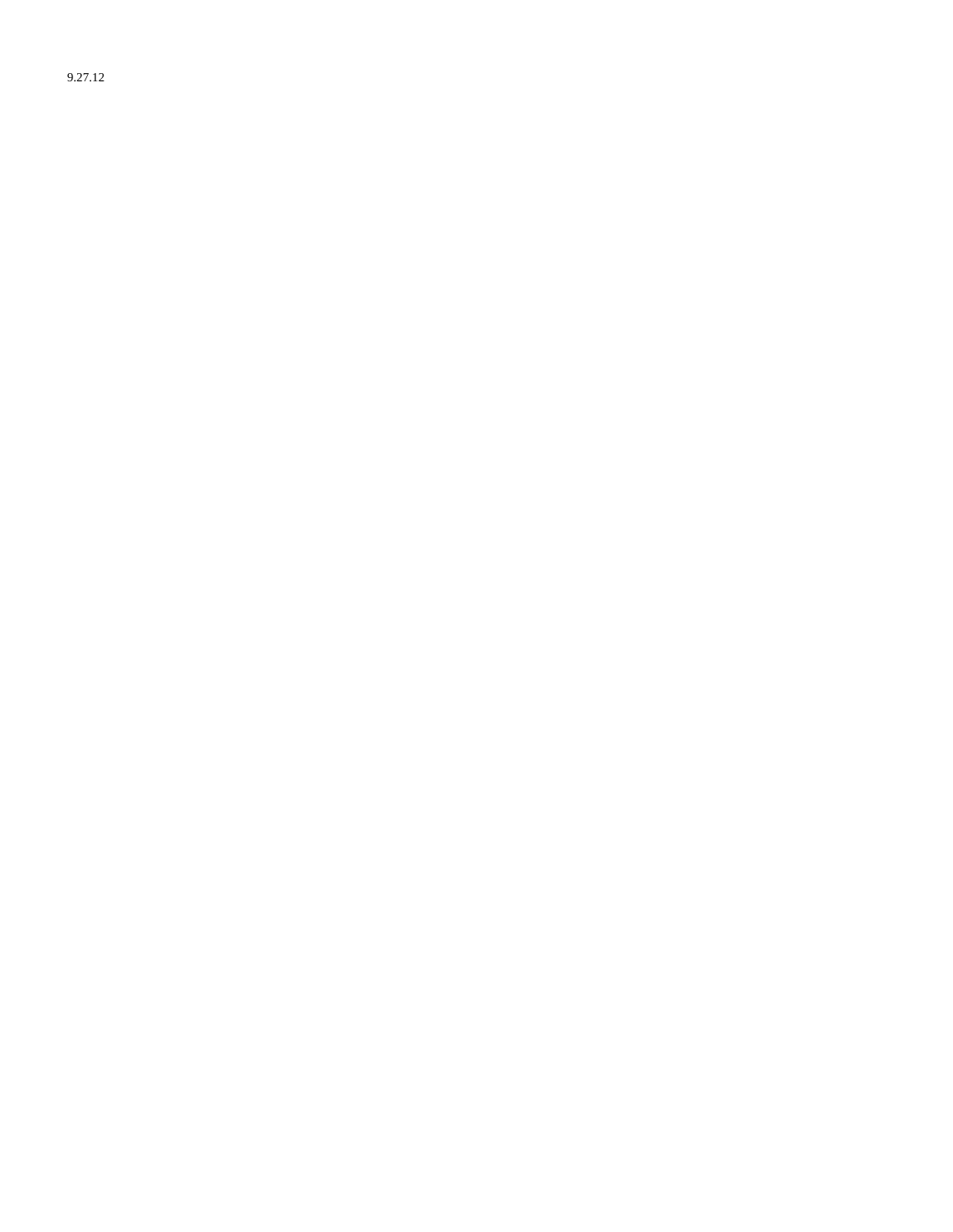9.27.12